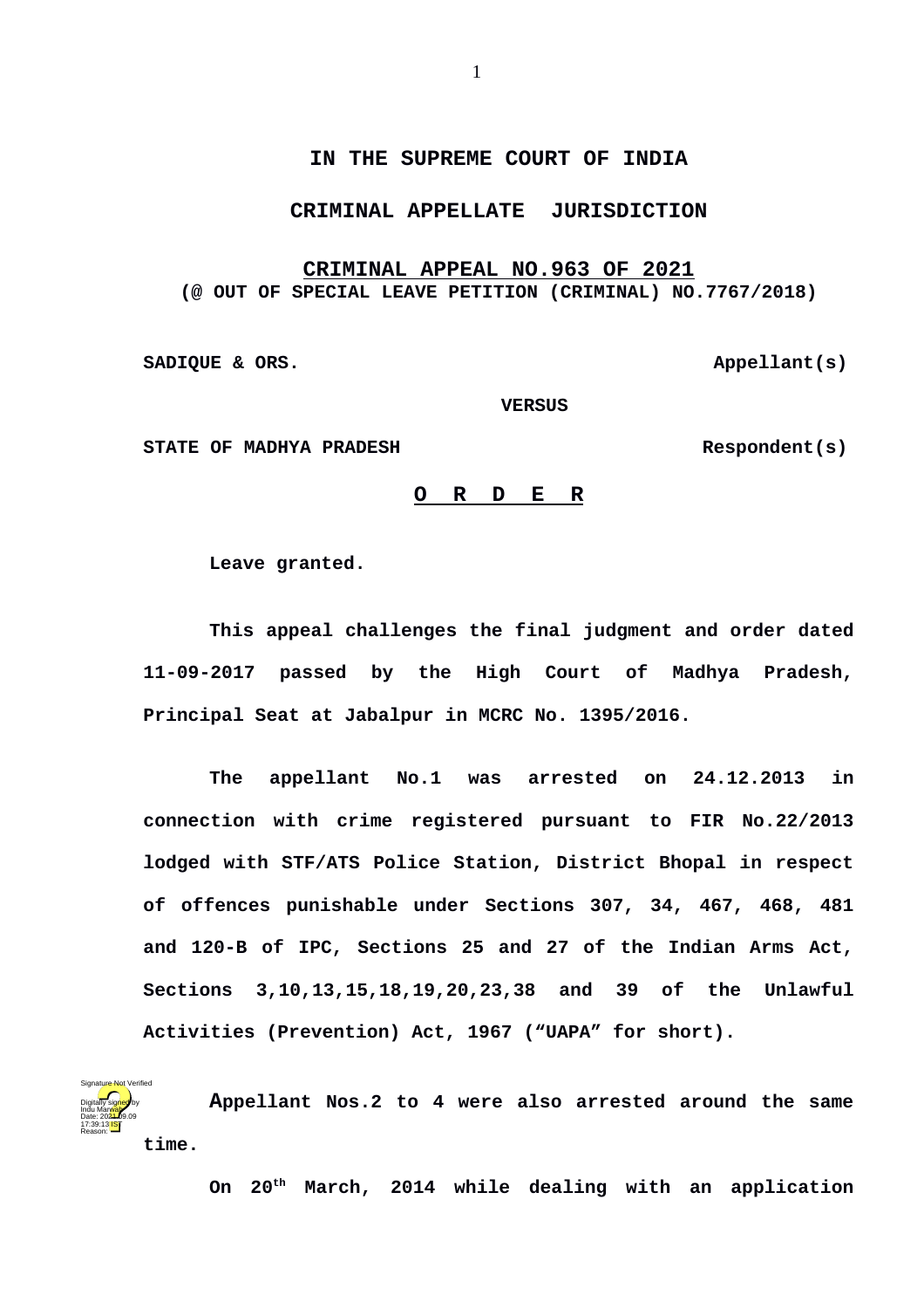# IN THE SUPREME COURT OF INDIA

## CRIMINAL APPELLATE JURISDICTION

**CRIMINAL APPEAL NO.963 OF 2021**
**(@ OUT OF SPECIAL LEAVE PETITION (CRIMINAL) NO.7767/2018)**

**SADIQUE & ORS.** **Appellant(s)**

**VERSUS**

**STATE OF MADHYA PRADESH** **Respondent(s)**

**O R D E R**

**Leave granted.**

**This appeal challenges the final judgment and order dated 11-09-2017 passed by the High Court of Madhya Pradesh, Principal Seat at Jabalpur in MCRC No. 1395/2016.**

**The appellant No.1 was arrested on 24.12.2013 in connection with crime registered pursuant to FIR No.22/2013 lodged with STF/ATS Police Station, District Bhopal in respect of offences punishable under Sections 307, 34, 467, 468, 481 and 120-B of IPC, Sections 25 and 27 of the Indian Arms Act, Sections 3,10,13,15,18,19,20,23,38 and 39 of the Unlawful Activities (Prevention) Act, 1967 ("UAPA" for short).**

**Appellant Nos.2 to 4 were also arrested around the same time.**

**On 20th March, 2014 while dealing with an application**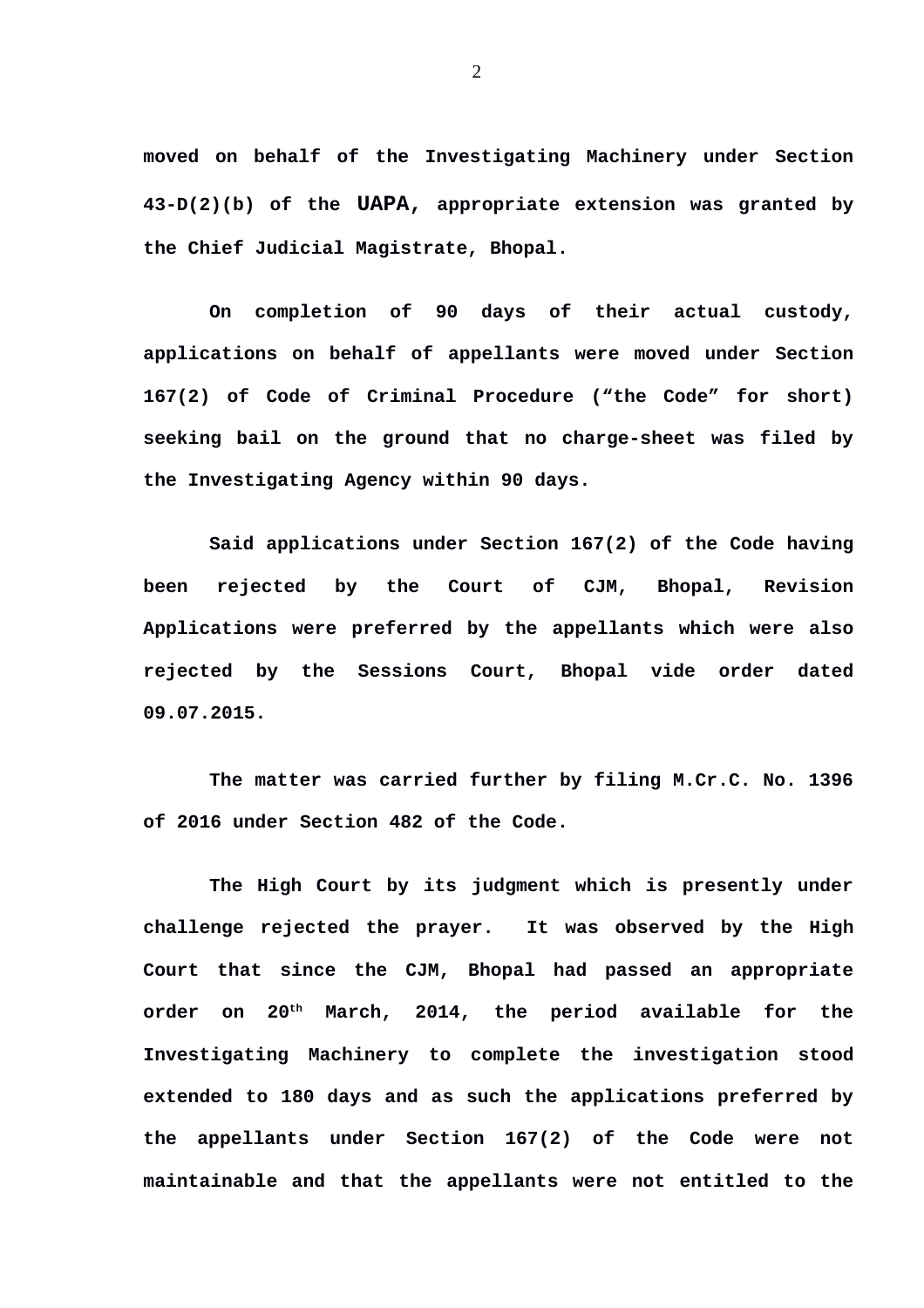moved on behalf of the Investigating Machinery under Section 43-D(2)(b) of the UAPA, appropriate extension was granted by the Chief Judicial Magistrate, Bhopal.

On completion of 90 days of their actual custody, applications on behalf of appellants were moved under Section 167(2) of Code of Criminal Procedure ("the Code" for short) seeking bail on the ground that no charge-sheet was filed by the Investigating Agency within 90 days.

Said applications under Section 167(2) of the Code having been rejected by the Court of CJM, Bhopal, Revision Applications were preferred by the appellants which were also rejected by the Sessions Court, Bhopal vide order dated 09.07.2015.

The matter was carried further by filing M.Cr.C. No. 1396 of 2016 under Section 482 of the Code.

The High Court by its judgment which is presently under challenge rejected the prayer. It was observed by the High Court that since the CJM, Bhopal had passed an appropriate order on 20th March, 2014, the period available for the Investigating Machinery to complete the investigation stood extended to 180 days and as such the applications preferred by the appellants under Section 167(2) of the Code were not maintainable and that the appellants were not entitled to the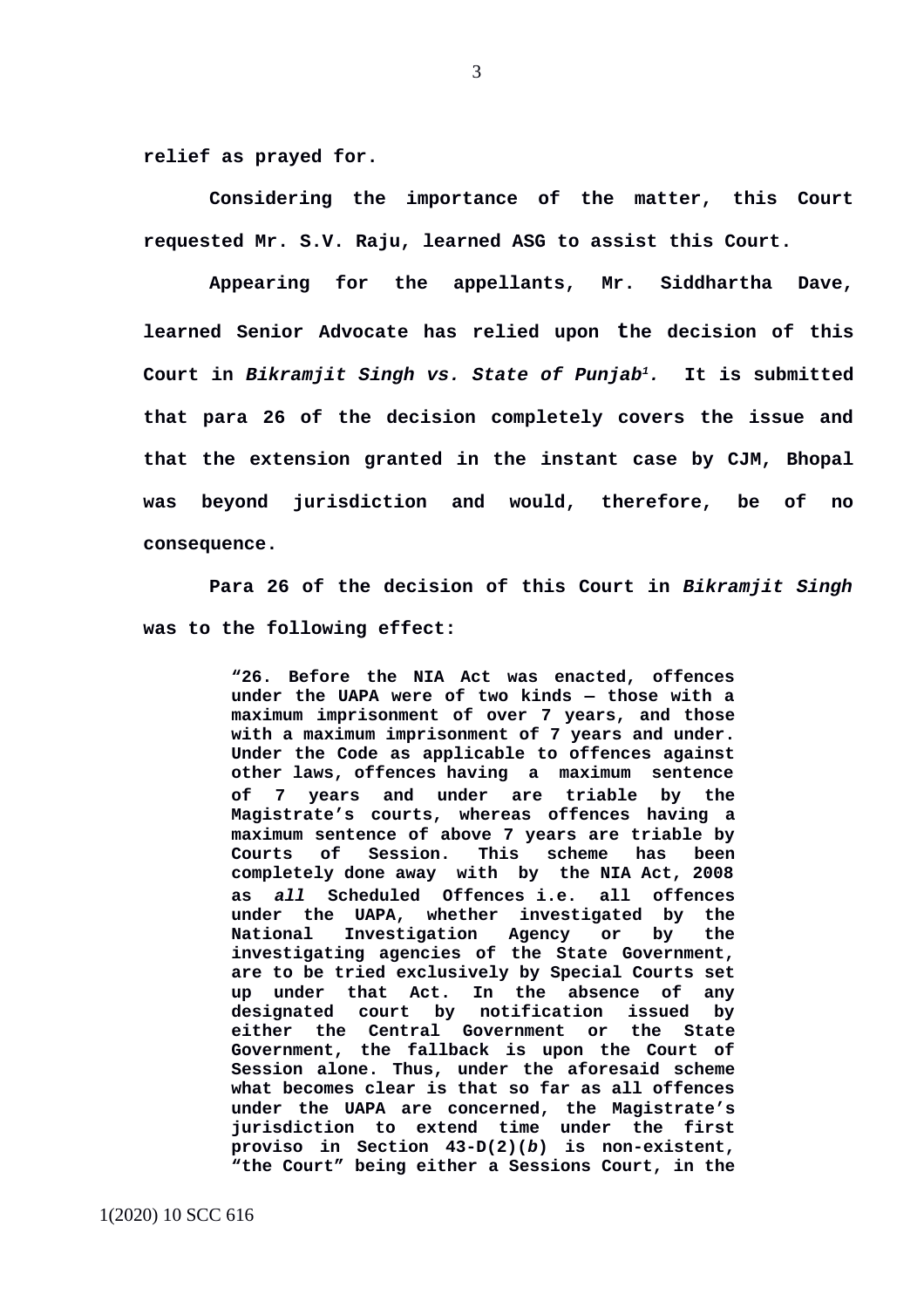**relief as prayed for.**

**Considering the importance of the matter, this Court requested Mr. S.V. Raju, learned ASG to assist this Court.**

**Appearing for the appellants, Mr. Siddhartha Dave, learned Senior Advocate has relied upon the decision of this Court in *Bikramjit Singh vs. State of Punjab*[1]. It is submitted that para 26 of the decision completely covers the issue and that the extension granted in the instant case by CJM, Bhopal was beyond jurisdiction and would, therefore, be of no consequence.**

**Para 26 of the decision of this Court in *Bikramjit Singh* was to the following effect:**

> **"26. Before the NIA Act was enacted, offences under the UAPA were of two kinds — those with a maximum imprisonment of over 7 years, and those with a maximum imprisonment of 7 years and under. Under the Code as applicable to offences against other laws, offences having a maximum sentence of 7 years and under are triable by the Magistrate's courts, whereas offences having a maximum sentence of above 7 years are triable by Courts of Session. This scheme has been completely done away with by the NIA Act, 2008 as *all* Scheduled Offences i.e. all offences under the UAPA, whether investigated by the National Investigation Agency or by the investigating agencies of the State Government, are to be tried exclusively by Special Courts set up under that Act. In the absence of any designated court by notification issued by either the Central Government or the State Government, the fallback is upon the Court of Session alone. Thus, under the aforesaid scheme what becomes clear is that so far as all offences under the UAPA are concerned, the Magistrate's jurisdiction to extend time under the first proviso in Section 43-D(2)(*b*) is non-existent, "the Court" being either a Sessions Court, in the**

[1] (2020) 10 SCC 616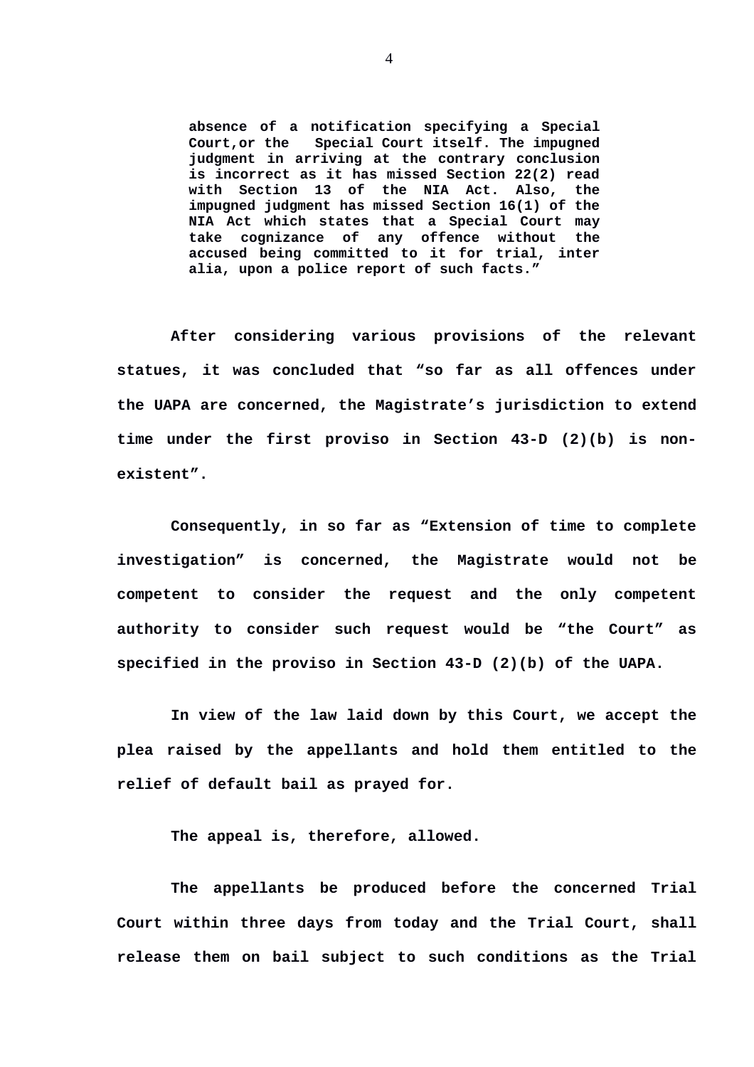> **absence of a notification specifying a Special Court,or the Special Court itself. The impugned judgment in arriving at the contrary conclusion is incorrect as it has missed Section 22(2) read with Section 13 of the NIA Act. Also, the impugned judgment has missed Section 16(1) of the NIA Act which states that a Special Court may take cognizance of any offence without the accused being committed to it for trial, inter alia, upon a police report of such facts.”**

**After considering various provisions of the relevant statues, it was concluded that “so far as all offences under the UAPA are concerned, the Magistrate’s jurisdiction to extend time under the first proviso in Section 43-D (2)(b) is non-existent”.**

**Consequently, in so far as “Extension of time to complete investigation” is concerned, the Magistrate would not be competent to consider the request and the only competent authority to consider such request would be “the Court” as specified in the proviso in Section 43-D (2)(b) of the UAPA.**

**In view of the law laid down by this Court, we accept the plea raised by the appellants and hold them entitled to the relief of default bail as prayed for.**

**The appeal is, therefore, allowed.**

**The appellants be produced before the concerned Trial Court within three days from today and the Trial Court, shall release them on bail subject to such conditions as the Trial**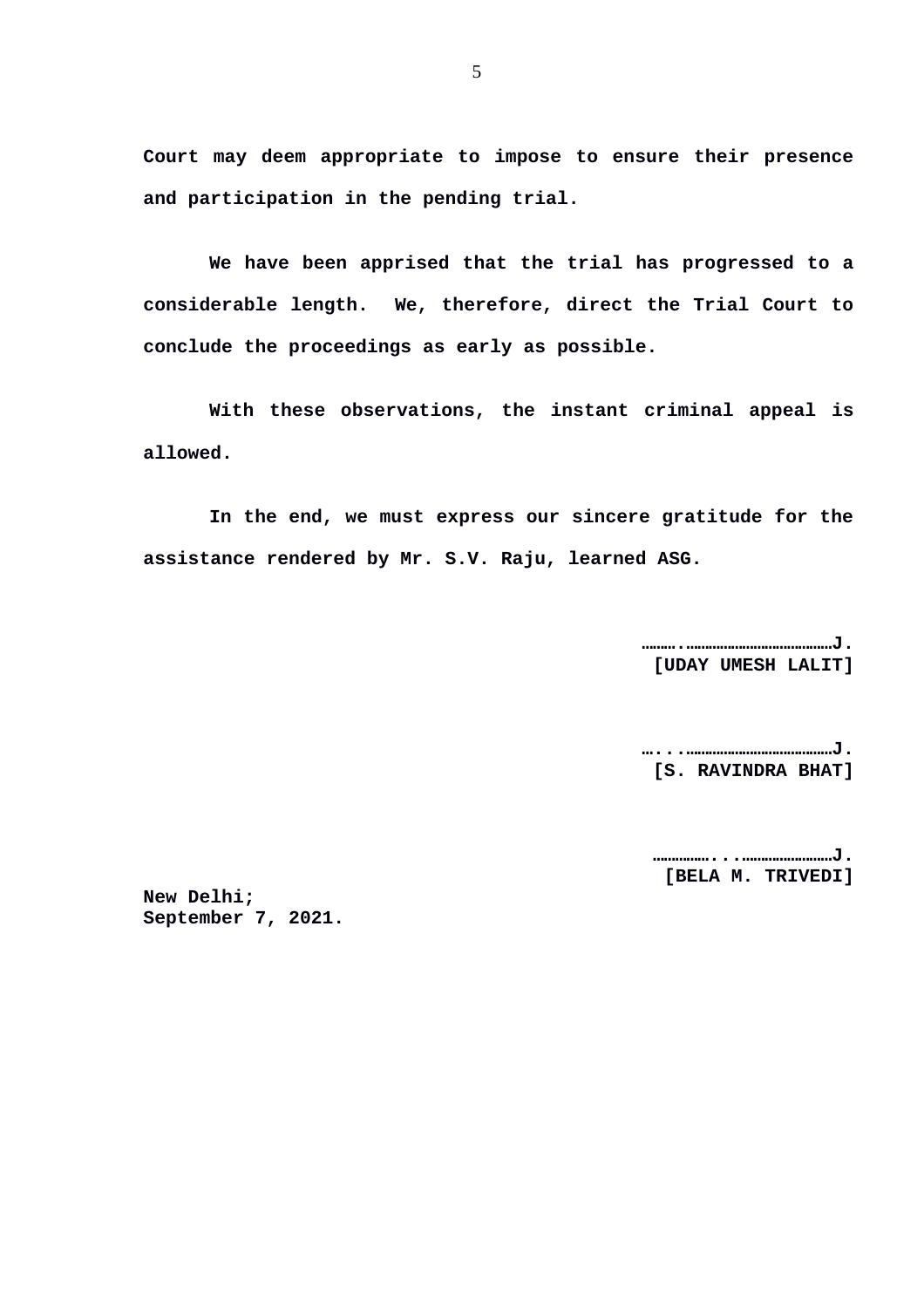Court may deem appropriate to impose to ensure their presence and participation in the pending trial.

We have been apprised that the trial has progressed to a considerable length. We, therefore, direct the Trial Court to conclude the proceedings as early as possible.

With these observations, the instant criminal appeal is allowed.

In the end, we must express our sincere gratitude for the assistance rendered by Mr. S.V. Raju, learned ASG.

……….………………………………J.
[UDAY UMESH LALIT]

…...………………………………J.
[S. RAVINDRA BHAT]

…………….....……………………J.
[BELA M. TRIVEDI]

New Delhi;
September 7, 2021.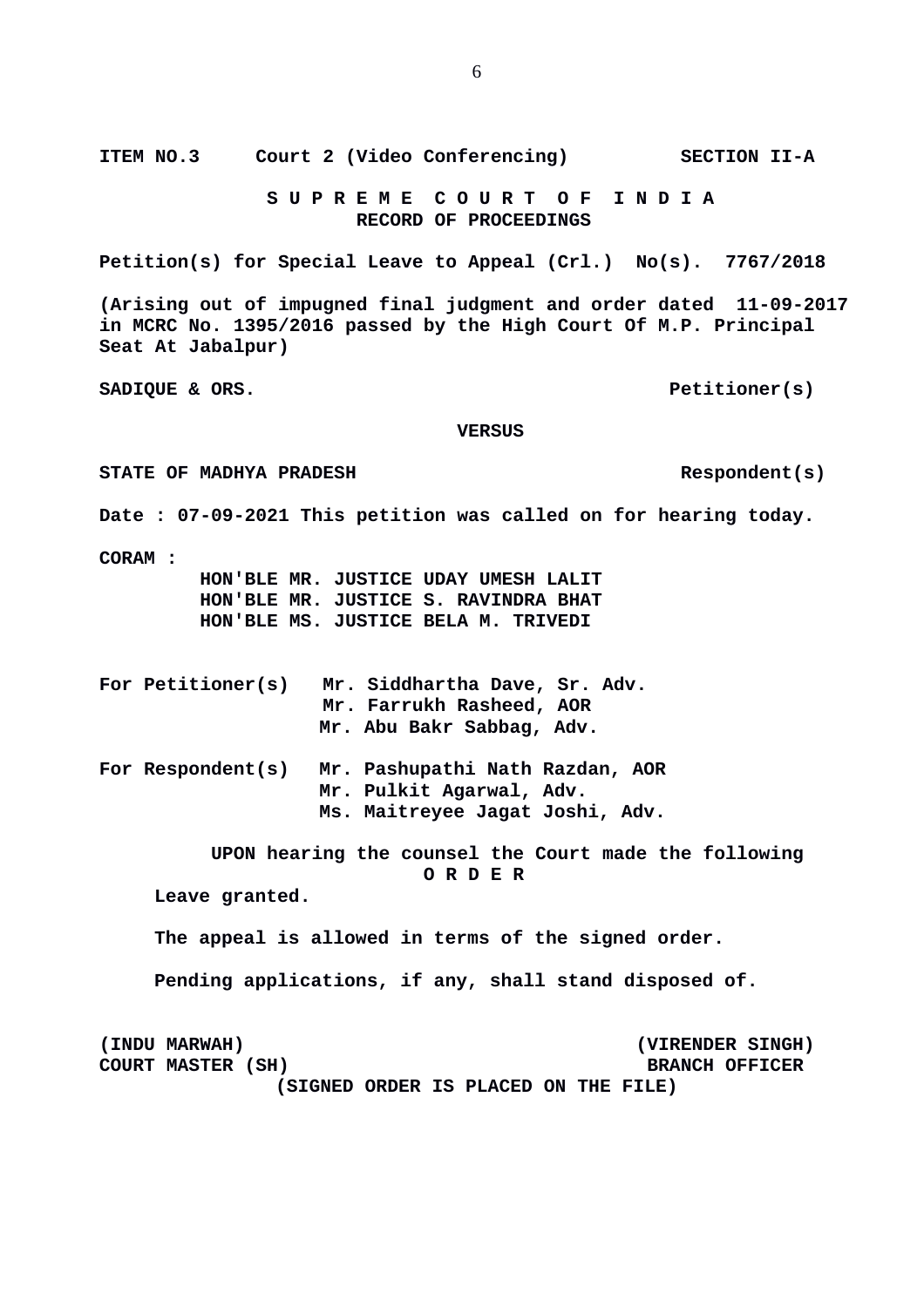**ITEM NO.3 Court 2 (Video Conferencing) SECTION II-A**

**S U P R E M E C O U R T O F I N D I A**
**RECORD OF PROCEEDINGS**

**Petition(s) for Special Leave to Appeal (Crl.) No(s). 7767/2018**

**(Arising out of impugned final judgment and order dated 11-09-2017 in MCRC No. 1395/2016 passed by the High Court Of M.P. Principal Seat At Jabalpur)**

**SADIQUE & ORS. Petitioner(s)**

**VERSUS**

**STATE OF MADHYA PRADESH Respondent(s)**

**Date : 07-09-2021 This petition was called on for hearing today.**

**CORAM :**
**HON'BLE MR. JUSTICE UDAY UMESH LALIT**
**HON'BLE MR. JUSTICE S. RAVINDRA BHAT**
**HON'BLE MS. JUSTICE BELA M. TRIVEDI**

**For Petitioner(s)** **Mr. Siddhartha Dave, Sr. Adv.**
**Mr. Farrukh Rasheed, AOR**
**Mr. Abu Bakr Sabbag, Adv.**

**For Respondent(s)** **Mr. Pashupathi Nath Razdan, AOR**
**Mr. Pulkit Agarwal, Adv.**
**Ms. Maitreyee Jagat Joshi, Adv.**

**UPON hearing the counsel the Court made the following**
**O R D E R**

**Leave granted.**

**The appeal is allowed in terms of the signed order.**

**Pending applications, if any, shall stand disposed of.**

**(INDU MARWAH)** **(VIRENDER SINGH)**
**COURT MASTER (SH)** **BRANCH OFFICER**
**(SIGNED ORDER IS PLACED ON THE FILE)**